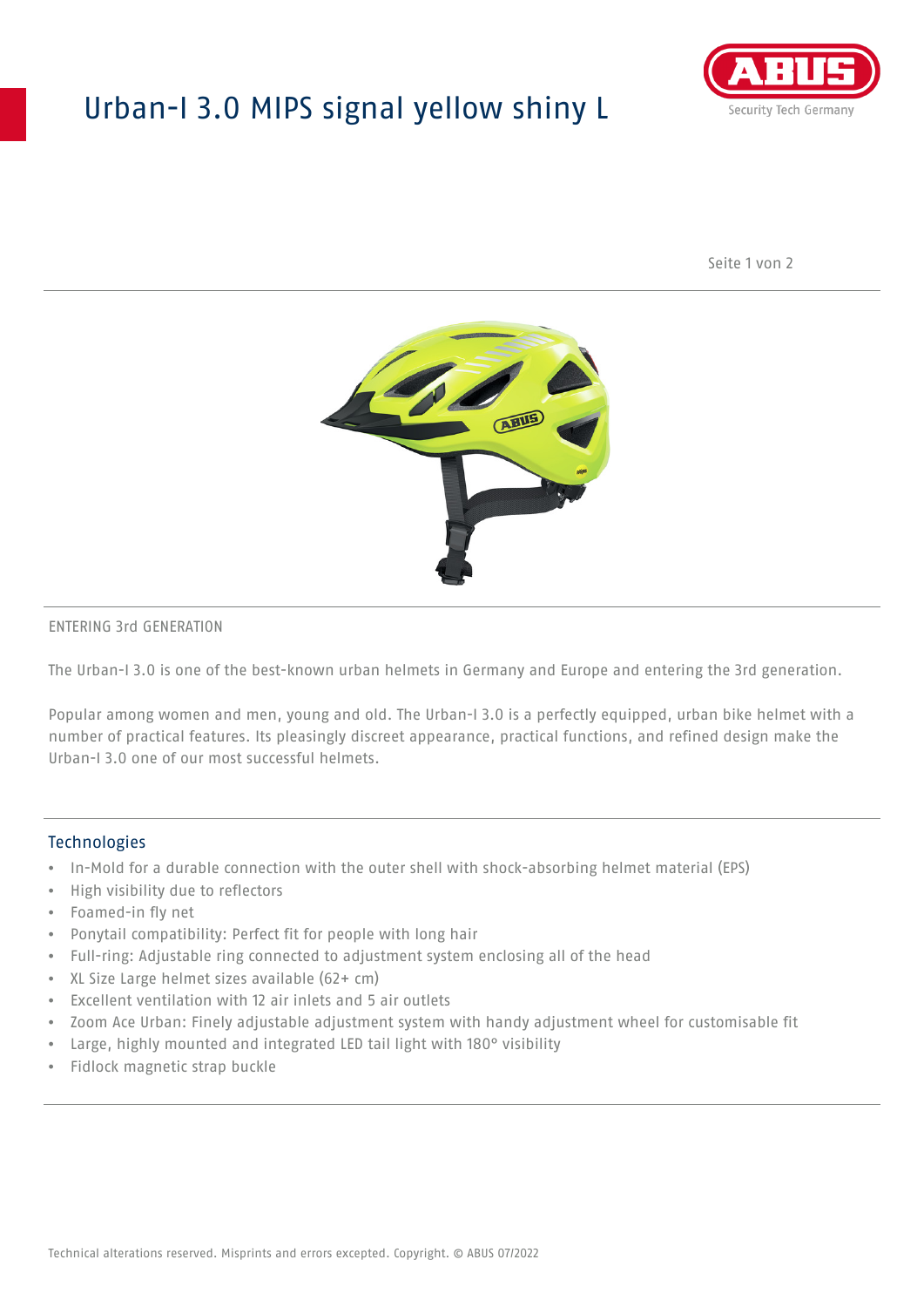# Urban-I 3.0 MIPS signal yellow shiny L

ENTERING 3rd GENERATION

The Urban-I 3.0 is one of the best-known urban helmets in Germany and Europe and entering the 3rd generation.

Popular among women and men, young and old. The Urban-I 3.0 is a perfectly equipped, urban bike helmet with a number of practical features. Its pleasingly discreet appearance, practical functions, and refined design make the Urban-I 3.0 one of our most successful helmets.

## Technologies

- In-Mold for a durable connection with the outer shell with shock-absorbing helmet material (EPS)
- High visibility due to reflectors
- Foamed-in fly net
- Ponytail compatibility: Perfect fit for people with long hair
- Full-ring: Adjustable ring connected to adjustment system enclosing all of the head
- XL Size Large helmet sizes available (62+ cm)
- Excellent ventilation with 12 air inlets and 5 air outlets
- Zoom Ace Urban: Finely adjustable adjustment system with handy adjustment wheel for customisable fit
- Large, highly mounted and integrated LED tail light with 180° visibility
- Fidlock magnetic strap buckle

Technical alterations reserved. Misprints and errors excepted. Copyright. © ABUS 07/2022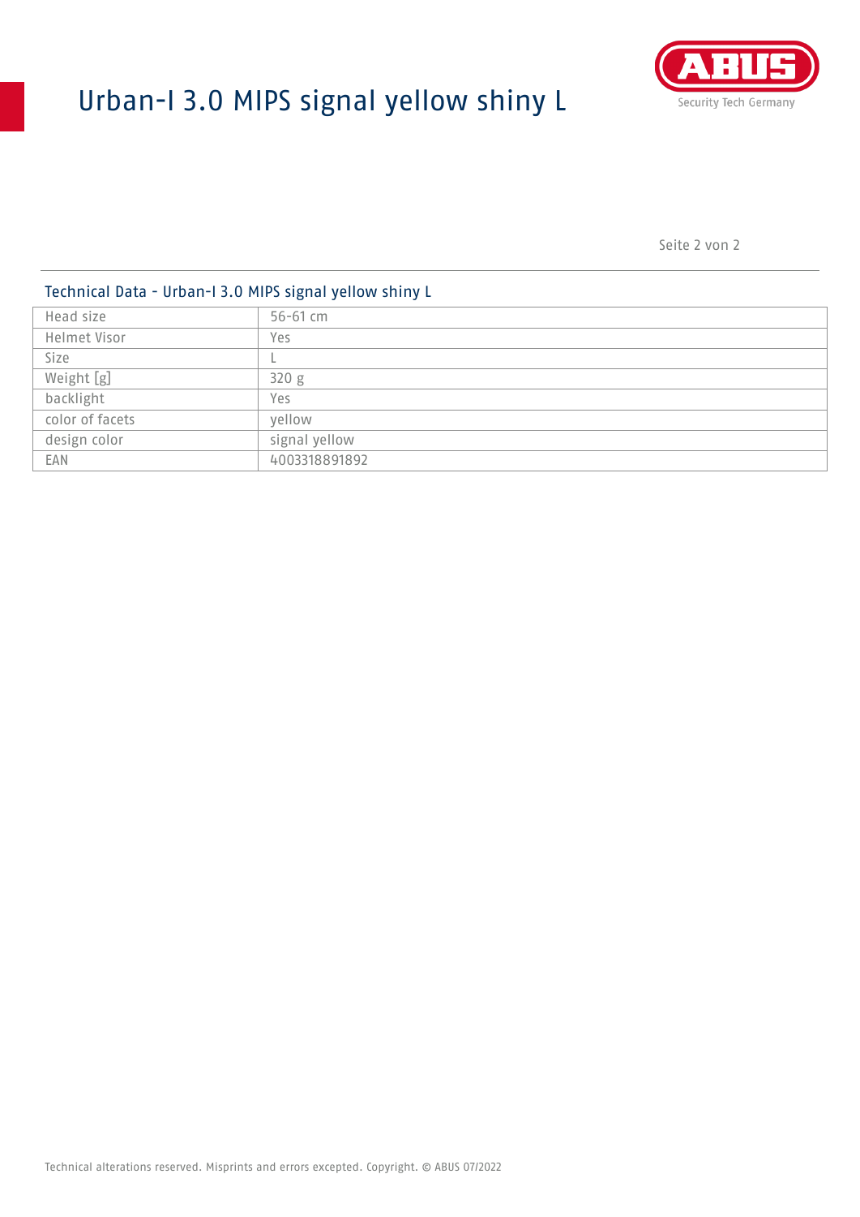# Urban-I 3.0 MIPS signal yellow shiny L

## Technical Data - Urban-I 3.0 MIPS signal yellow shiny L

| | |
|---|---|
| Head size | 56-61 cm |
| Helmet Visor | Yes |
| Size | L |
| Weight [g] | 320 g |
| backlight | Yes |
| color of facets | yellow |
| design color | signal yellow |
| EAN | 4003318891892 |

Technical alterations reserved. Misprints and errors excepted. Copyright. © ABUS 07/2022